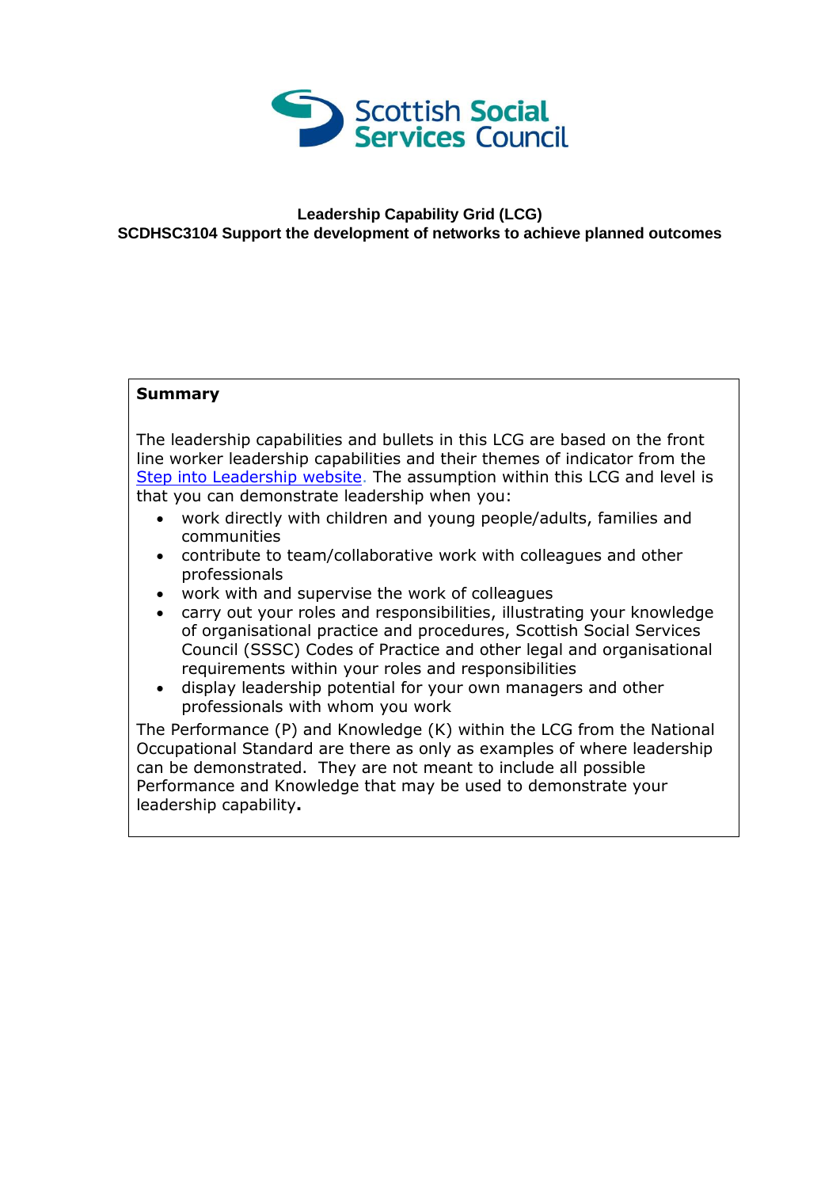**Leadership Capability Grid (LCG)**
**SCDHSC3104 Support the development of networks to achieve planned outcomes**

**Summary**

The leadership capabilities and bullets in this LCG are based on the front line worker leadership capabilities and their themes of indicator from the Step into Leadership website. The assumption within this LCG and level is that you can demonstrate leadership when you:

- work directly with children and young people/adults, families and communities
- contribute to team/collaborative work with colleagues and other professionals
- work with and supervise the work of colleagues
- carry out your roles and responsibilities, illustrating your knowledge of organisational practice and procedures, Scottish Social Services Council (SSSC) Codes of Practice and other legal and organisational requirements within your roles and responsibilities
- display leadership potential for your own managers and other professionals with whom you work

The Performance (P) and Knowledge (K) within the LCG from the National Occupational Standard are there as only as examples of where leadership can be demonstrated. They are not meant to include all possible Performance and Knowledge that may be used to demonstrate your leadership capability**.**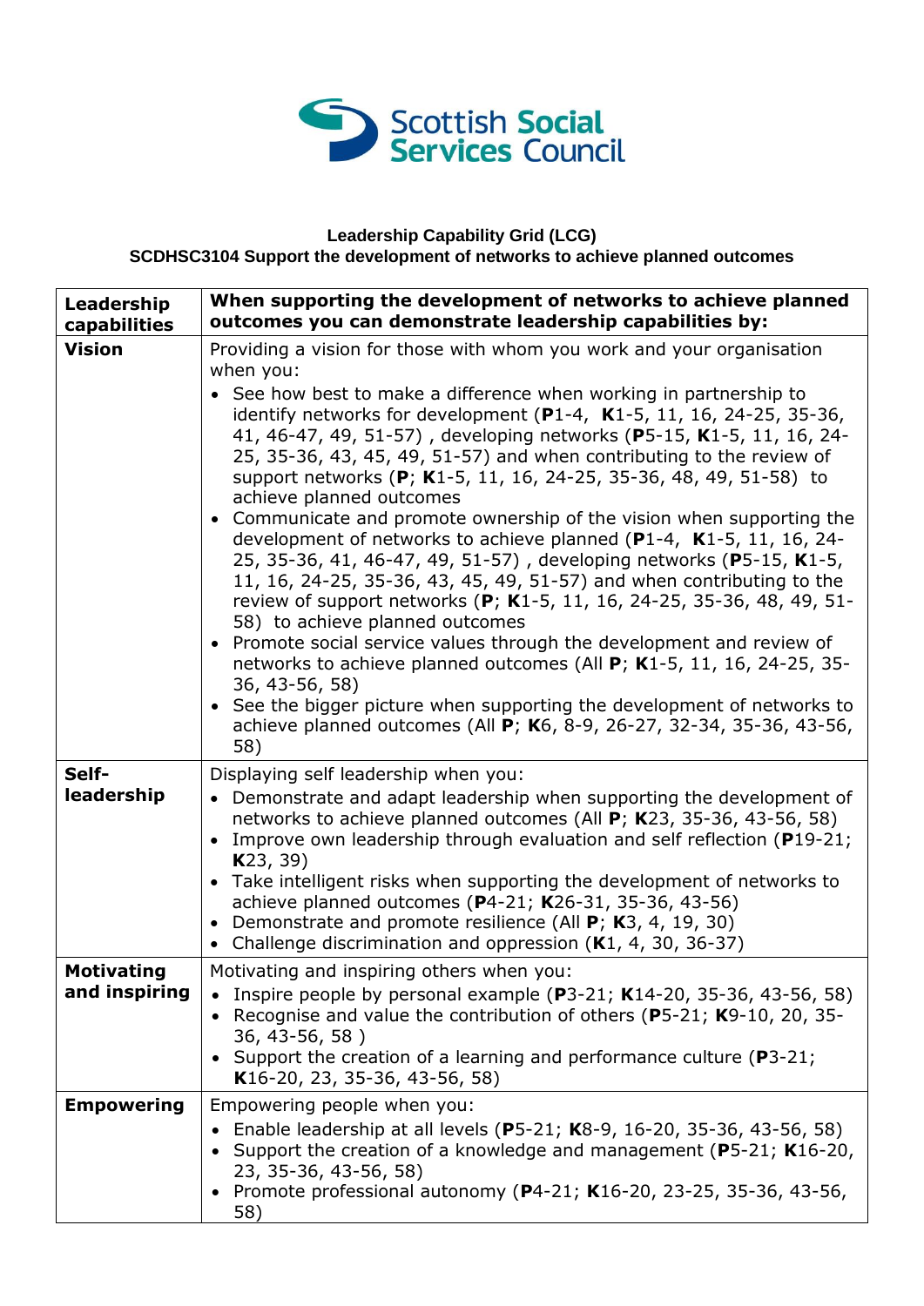Scottish Social Services Council

**Leadership Capability Grid (LCG)**
**SCDHSC3104 Support the development of networks to achieve planned outcomes**

| **Leadership capabilities** | **When supporting the development of networks to achieve planned outcomes you can demonstrate leadership capabilities by:** |
|---|---|
| **Vision** | Providing a vision for those with whom you work and your organisation when you:<br>• See how best to make a difference when working in partnership to identify networks for development (**P**1-4, **K**1-5, 11, 16, 24-25, 35-36, 41, 46-47, 49, 51-57) , developing networks (**P**5-15, **K**1-5, 11, 16, 24-25, 35-36, 43, 45, 49, 51-57) and when contributing to the review of support networks (**P**; **K**1-5, 11, 16, 24-25, 35-36, 48, 49, 51-58) to achieve planned outcomes<br>• Communicate and promote ownership of the vision when supporting the development of networks to achieve planned (**P**1-4, **K**1-5, 11, 16, 24-25, 35-36, 41, 46-47, 49, 51-57) , developing networks (**P**5-15, **K**1-5, 11, 16, 24-25, 35-36, 43, 45, 49, 51-57) and when contributing to the review of support networks (**P**; **K**1-5, 11, 16, 24-25, 35-36, 48, 49, 51-58) to achieve planned outcomes<br>• Promote social service values through the development and review of networks to achieve planned outcomes (All **P**; **K**1-5, 11, 16, 24-25, 35-36, 43-56, 58)<br>• See the bigger picture when supporting the development of networks to achieve planned outcomes (All **P**; **K**6, 8-9, 26-27, 32-34, 35-36, 43-56, 58) |
| **Self-leadership** | Displaying self leadership when you:<br>• Demonstrate and adapt leadership when supporting the development of networks to achieve planned outcomes (All **P**; **K**23, 35-36, 43-56, 58)<br>• Improve own leadership through evaluation and self reflection (**P**19-21; **K**23, 39)<br>• Take intelligent risks when supporting the development of networks to achieve planned outcomes (**P**4-21; **K**26-31, 35-36, 43-56)<br>• Demonstrate and promote resilience (All **P**; **K**3, 4, 19, 30)<br>• Challenge discrimination and oppression (**K**1, 4, 30, 36-37) |
| **Motivating and inspiring** | Motivating and inspiring others when you:<br>• Inspire people by personal example (**P**3-21; **K**14-20, 35-36, 43-56, 58)<br>• Recognise and value the contribution of others (**P**5-21; **K**9-10, 20, 35-36, 43-56, 58 )<br>• Support the creation of a learning and performance culture (**P**3-21; **K**16-20, 23, 35-36, 43-56, 58) |
| **Empowering** | Empowering people when you:<br>• Enable leadership at all levels (**P**5-21; **K**8-9, 16-20, 35-36, 43-56, 58)<br>• Support the creation of a knowledge and management (**P**5-21; **K**16-20, 23, 35-36, 43-56, 58)<br>• Promote professional autonomy (**P**4-21; **K**16-20, 23-25, 35-36, 43-56, 58) |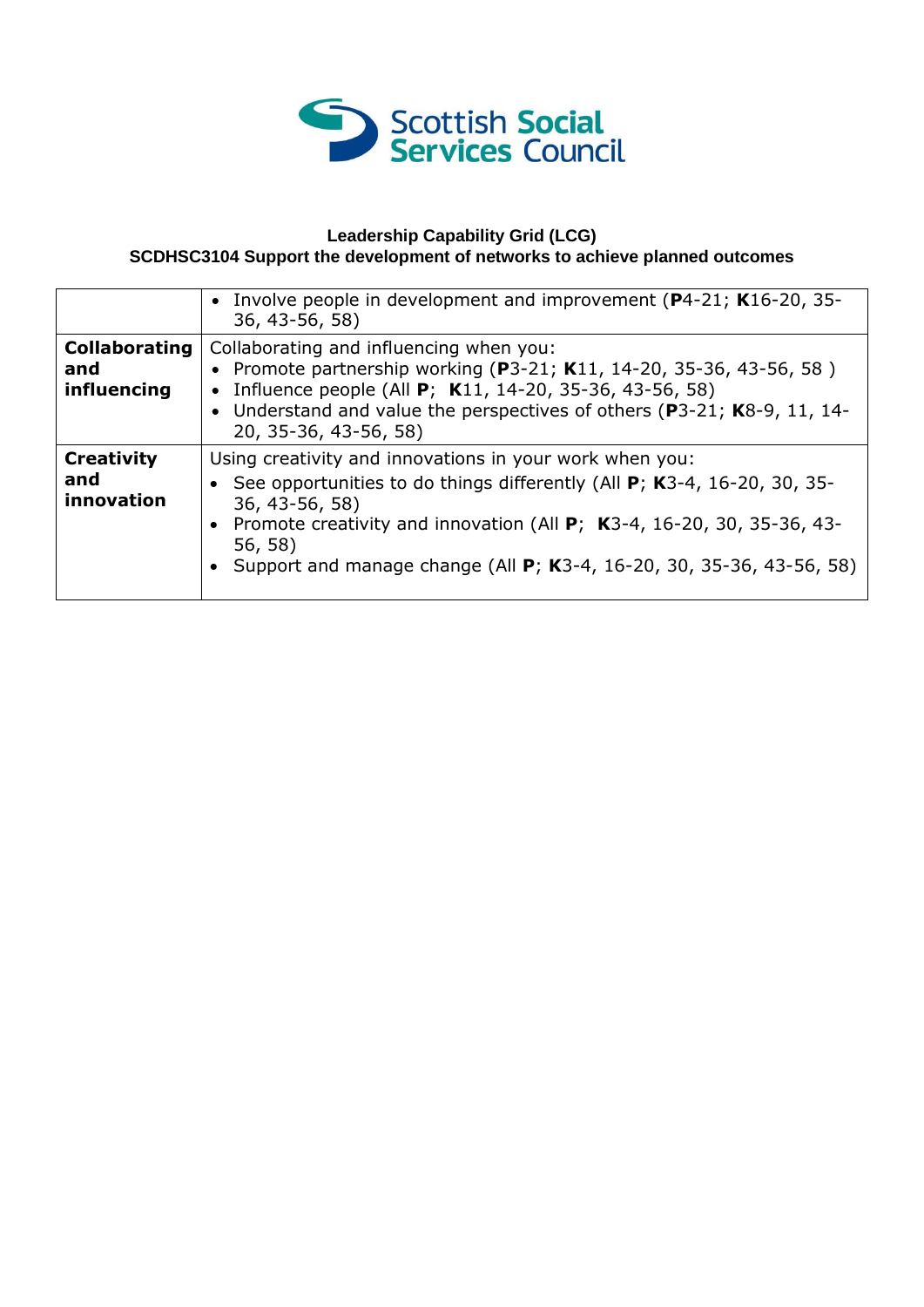**Leadership Capability Grid (LCG)**
**SCDHSC3104 Support the development of networks to achieve planned outcomes**

| | |
|---|---|
| | • Involve people in development and improvement (**P**4-21; **K**16-20, 35-36, 43-56, 58) |
| **Collaborating and influencing** | Collaborating and influencing when you:<br>• Promote partnership working (**P**3-21; **K**11, 14-20, 35-36, 43-56, 58 )<br>• Influence people (All **P**; **K**11, 14-20, 35-36, 43-56, 58)<br>• Understand and value the perspectives of others (**P**3-21; **K**8-9, 11, 14-20, 35-36, 43-56, 58) |
| **Creativity and innovation** | Using creativity and innovations in your work when you:<br>• See opportunities to do things differently (All **P**; **K**3-4, 16-20, 30, 35-36, 43-56, 58)<br>• Promote creativity and innovation (All **P**; **K**3-4, 16-20, 30, 35-36, 43-56, 58)<br>• Support and manage change (All **P**; **K**3-4, 16-20, 30, 35-36, 43-56, 58) |